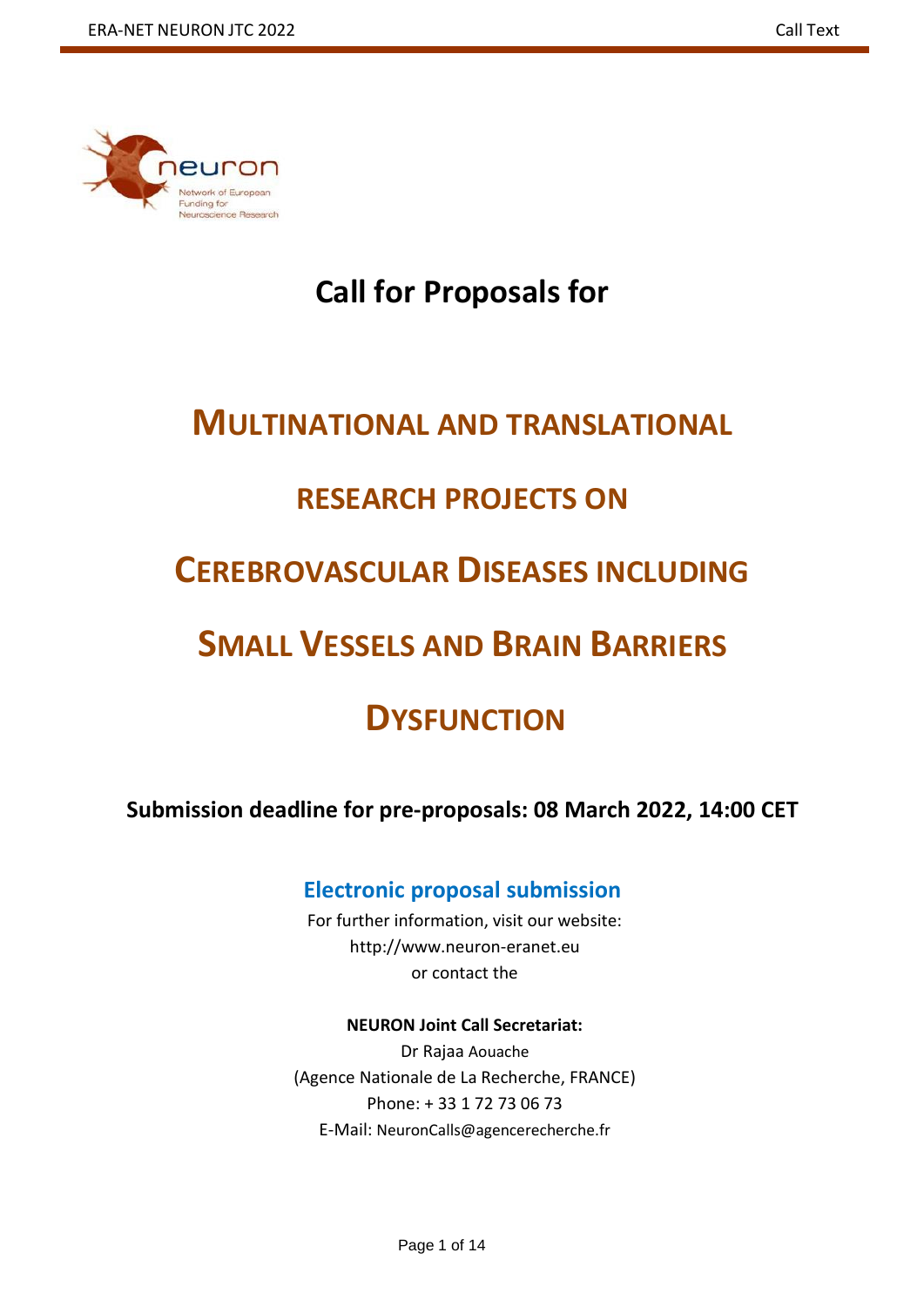# Call for Proposals for

# Multinational and translational research projects on Cerebrovascular Diseases including Small Vessels and Brain Barriers Dysfunction

**Submission deadline for pre-proposals: 08 March 2022, 14:00 CET**

## Electronic proposal submission

For further information, visit our website:
http://www.neuron-eranet.eu
or contact the

**NEURON Joint Call Secretariat:**

Dr Rajaa Aouache
(Agence Nationale de La Recherche, FRANCE)
Phone: + 33 1 72 73 06 73
E-Mail: NeuronCalls@agencerecherche.fr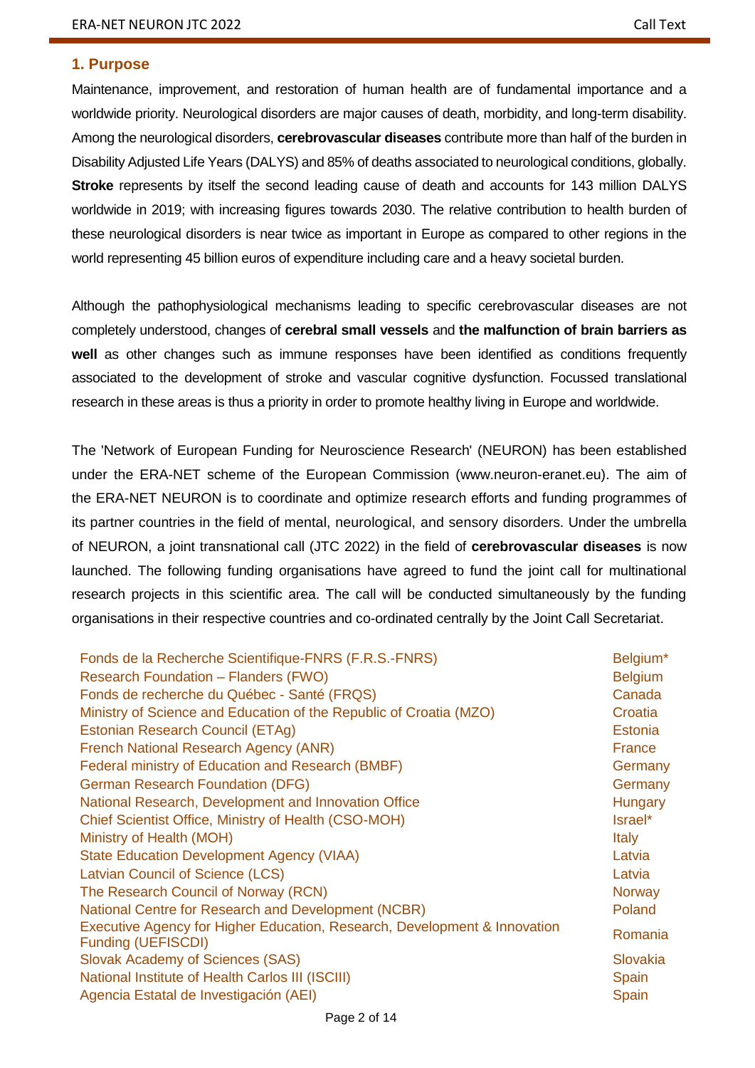## 1. Purpose

Maintenance, improvement, and restoration of human health are of fundamental importance and a worldwide priority. Neurological disorders are major causes of death, morbidity, and long-term disability. Among the neurological disorders, **cerebrovascular diseases** contribute more than half of the burden in Disability Adjusted Life Years (DALYS) and 85% of deaths associated to neurological conditions, globally. **Stroke** represents by itself the second leading cause of death and accounts for 143 million DALYS worldwide in 2019; with increasing figures towards 2030. The relative contribution to health burden of these neurological disorders is near twice as important in Europe as compared to other regions in the world representing 45 billion euros of expenditure including care and a heavy societal burden.

Although the pathophysiological mechanisms leading to specific cerebrovascular diseases are not completely understood, changes of **cerebral small vessels** and **the malfunction of brain barriers as well** as other changes such as immune responses have been identified as conditions frequently associated to the development of stroke and vascular cognitive dysfunction. Focussed translational research in these areas is thus a priority in order to promote healthy living in Europe and worldwide.

The 'Network of European Funding for Neuroscience Research' (NEURON) has been established under the ERA-NET scheme of the European Commission (www.neuron-eranet.eu). The aim of the ERA-NET NEURON is to coordinate and optimize research efforts and funding programmes of its partner countries in the field of mental, neurological, and sensory disorders. Under the umbrella of NEURON, a joint transnational call (JTC 2022) in the field of **cerebrovascular diseases** is now launched. The following funding organisations have agreed to fund the joint call for multinational research projects in this scientific area. The call will be conducted simultaneously by the funding organisations in their respective countries and co-ordinated centrally by the Joint Call Secretariat.

| Funding organisation | Country |
|---|---|
| Fonds de la Recherche Scientifique-FNRS (F.R.S.-FNRS) | Belgium* |
| Research Foundation – Flanders (FWO) | Belgium |
| Fonds de recherche du Québec - Santé (FRQS) | Canada |
| Ministry of Science and Education of the Republic of Croatia (MZO) | Croatia |
| Estonian Research Council (ETAg) | Estonia |
| French National Research Agency (ANR) | France |
| Federal ministry of Education and Research (BMBF) | Germany |
| German Research Foundation (DFG) | Germany |
| National Research, Development and Innovation Office | Hungary |
| Chief Scientist Office, Ministry of Health (CSO-MOH) | Israel* |
| Ministry of Health (MOH) | Italy |
| State Education Development Agency (VIAA) | Latvia |
| Latvian Council of Science (LCS) | Latvia |
| The Research Council of Norway (RCN) | Norway |
| National Centre for Research and Development (NCBR) | Poland |
| Executive Agency for Higher Education, Research, Development & Innovation Funding (UEFISCDI) | Romania |
| Slovak Academy of Sciences (SAS) | Slovakia |
| National Institute of Health Carlos III (ISCIII) | Spain |
| Agencia Estatal de Investigación (AEI) | Spain |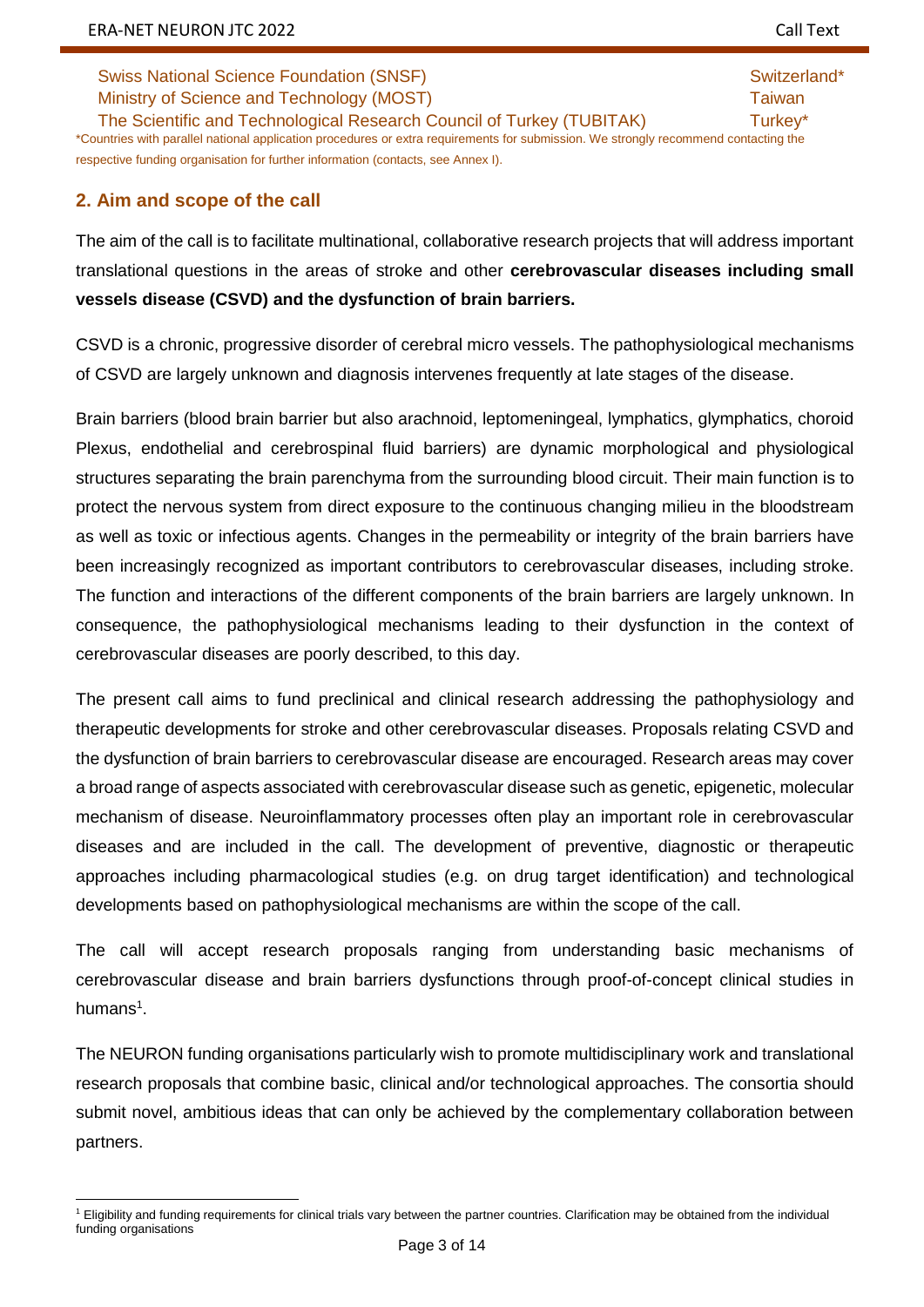| | |
|---|---|
| Swiss National Science Foundation (SNSF) | Switzerland* |
| Ministry of Science and Technology (MOST) | Taiwan |
| The Scientific and Technological Research Council of Turkey (TUBITAK) | Turkey* |

*Countries with parallel national application procedures or extra requirements for submission. We strongly recommend contacting the respective funding organisation for further information (contacts, see Annex I).

## 2. Aim and scope of the call

The aim of the call is to facilitate multinational, collaborative research projects that will address important translational questions in the areas of stroke and other **cerebrovascular diseases including small vessels disease (CSVD) and the dysfunction of brain barriers.**

CSVD is a chronic, progressive disorder of cerebral micro vessels. The pathophysiological mechanisms of CSVD are largely unknown and diagnosis intervenes frequently at late stages of the disease.

Brain barriers (blood brain barrier but also arachnoid, leptomeningeal, lymphatics, glymphatics, choroid Plexus, endothelial and cerebrospinal fluid barriers) are dynamic morphological and physiological structures separating the brain parenchyma from the surrounding blood circuit. Their main function is to protect the nervous system from direct exposure to the continuous changing milieu in the bloodstream as well as toxic or infectious agents. Changes in the permeability or integrity of the brain barriers have been increasingly recognized as important contributors to cerebrovascular diseases, including stroke. The function and interactions of the different components of the brain barriers are largely unknown. In consequence, the pathophysiological mechanisms leading to their dysfunction in the context of cerebrovascular diseases are poorly described, to this day.

The present call aims to fund preclinical and clinical research addressing the pathophysiology and therapeutic developments for stroke and other cerebrovascular diseases. Proposals relating CSVD and the dysfunction of brain barriers to cerebrovascular disease are encouraged. Research areas may cover a broad range of aspects associated with cerebrovascular disease such as genetic, epigenetic, molecular mechanism of disease. Neuroinflammatory processes often play an important role in cerebrovascular diseases and are included in the call. The development of preventive, diagnostic or therapeutic approaches including pharmacological studies (e.g. on drug target identification) and technological developments based on pathophysiological mechanisms are within the scope of the call.

The call will accept research proposals ranging from understanding basic mechanisms of cerebrovascular disease and brain barriers dysfunctions through proof-of-concept clinical studies in humans[1].

The NEURON funding organisations particularly wish to promote multidisciplinary work and translational research proposals that combine basic, clinical and/or technological approaches. The consortia should submit novel, ambitious ideas that can only be achieved by the complementary collaboration between partners.

[1] Eligibility and funding requirements for clinical trials vary between the partner countries. Clarification may be obtained from the individual funding organisations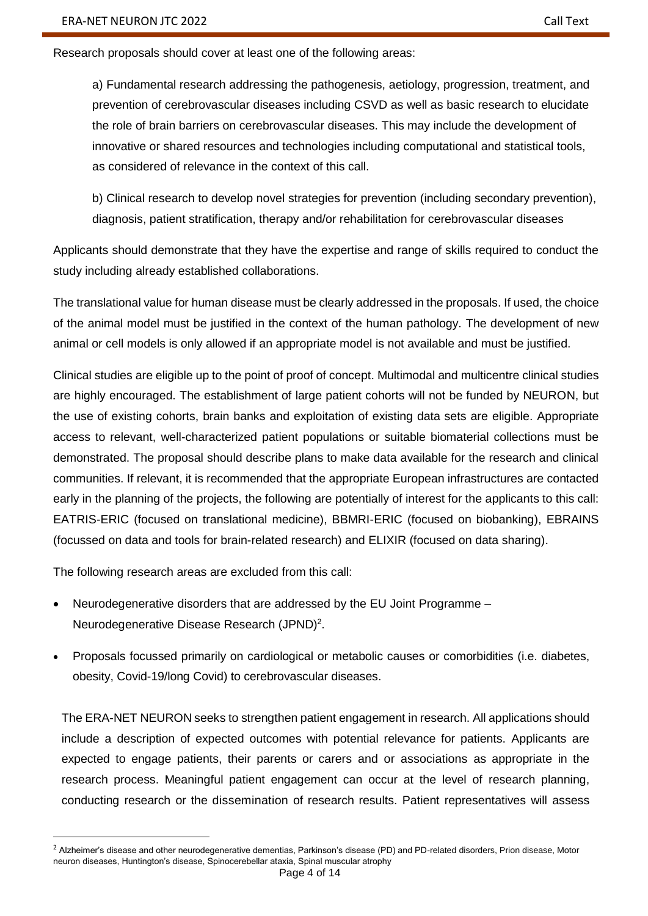Research proposals should cover at least one of the following areas:

a) Fundamental research addressing the pathogenesis, aetiology, progression, treatment, and prevention of cerebrovascular diseases including CSVD as well as basic research to elucidate the role of brain barriers on cerebrovascular diseases. This may include the development of innovative or shared resources and technologies including computational and statistical tools, as considered of relevance in the context of this call.

b) Clinical research to develop novel strategies for prevention (including secondary prevention), diagnosis, patient stratification, therapy and/or rehabilitation for cerebrovascular diseases

Applicants should demonstrate that they have the expertise and range of skills required to conduct the study including already established collaborations.

The translational value for human disease must be clearly addressed in the proposals. If used, the choice of the animal model must be justified in the context of the human pathology. The development of new animal or cell models is only allowed if an appropriate model is not available and must be justified.

Clinical studies are eligible up to the point of proof of concept. Multimodal and multicentre clinical studies are highly encouraged. The establishment of large patient cohorts will not be funded by NEURON, but the use of existing cohorts, brain banks and exploitation of existing data sets are eligible. Appropriate access to relevant, well-characterized patient populations or suitable biomaterial collections must be demonstrated. The proposal should describe plans to make data available for the research and clinical communities. If relevant, it is recommended that the appropriate European infrastructures are contacted early in the planning of the projects, the following are potentially of interest for the applicants to this call: EATRIS-ERIC (focused on translational medicine), BBMRI-ERIC (focused on biobanking), EBRAINS (focussed on data and tools for brain-related research) and ELIXIR (focused on data sharing).

The following research areas are excluded from this call:

- Neurodegenerative disorders that are addressed by the EU Joint Programme – Neurodegenerative Disease Research (JPND)[2].
- Proposals focussed primarily on cardiological or metabolic causes or comorbidities (i.e. diabetes, obesity, Covid-19/long Covid) to cerebrovascular diseases.

The ERA-NET NEURON seeks to strengthen patient engagement in research. All applications should include a description of expected outcomes with potential relevance for patients. Applicants are expected to engage patients, their parents or carers and or associations as appropriate in the research process. Meaningful patient engagement can occur at the level of research planning, conducting research or the dissemination of research results. Patient representatives will assess

[2] Alzheimer's disease and other neurodegenerative dementias, Parkinson's disease (PD) and PD-related disorders, Prion disease, Motor neuron diseases, Huntington's disease, Spinocerebellar ataxia, Spinal muscular atrophy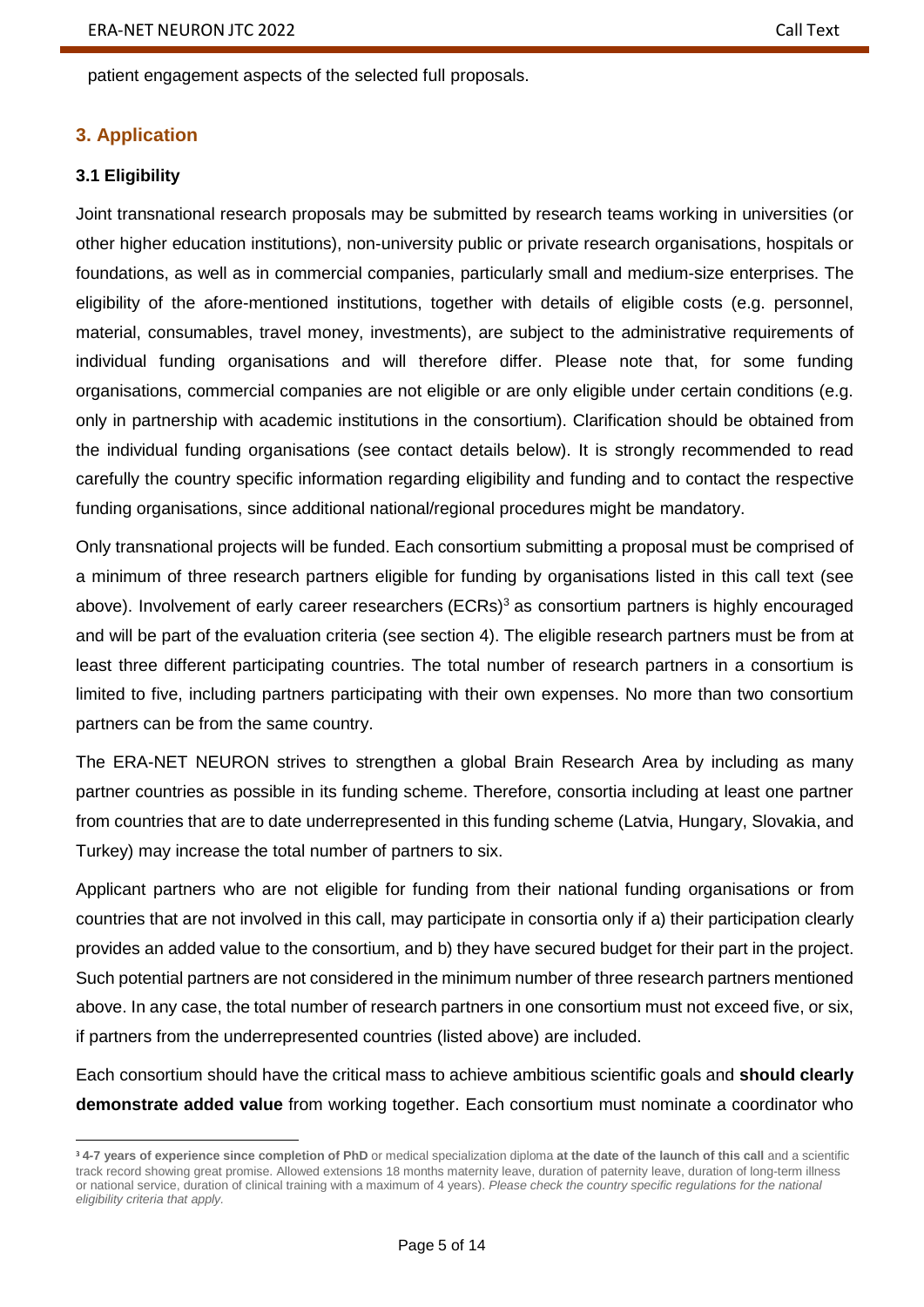patient engagement aspects of the selected full proposals.

## 3. Application

### 3.1 Eligibility

Joint transnational research proposals may be submitted by research teams working in universities (or other higher education institutions), non-university public or private research organisations, hospitals or foundations, as well as in commercial companies, particularly small and medium-size enterprises. The eligibility of the afore-mentioned institutions, together with details of eligible costs (e.g. personnel, material, consumables, travel money, investments), are subject to the administrative requirements of individual funding organisations and will therefore differ. Please note that, for some funding organisations, commercial companies are not eligible or are only eligible under certain conditions (e.g. only in partnership with academic institutions in the consortium). Clarification should be obtained from the individual funding organisations (see contact details below). It is strongly recommended to read carefully the country specific information regarding eligibility and funding and to contact the respective funding organisations, since additional national/regional procedures might be mandatory.

Only transnational projects will be funded. Each consortium submitting a proposal must be comprised of a minimum of three research partners eligible for funding by organisations listed in this call text (see above). Involvement of early career researchers (ECRs)[3] as consortium partners is highly encouraged and will be part of the evaluation criteria (see section 4). The eligible research partners must be from at least three different participating countries. The total number of research partners in a consortium is limited to five, including partners participating with their own expenses. No more than two consortium partners can be from the same country.

The ERA-NET NEURON strives to strengthen a global Brain Research Area by including as many partner countries as possible in its funding scheme. Therefore, consortia including at least one partner from countries that are to date underrepresented in this funding scheme (Latvia, Hungary, Slovakia, and Turkey) may increase the total number of partners to six.

Applicant partners who are not eligible for funding from their national funding organisations or from countries that are not involved in this call, may participate in consortia only if a) their participation clearly provides an added value to the consortium, and b) they have secured budget for their part in the project. Such potential partners are not considered in the minimum number of three research partners mentioned above. In any case, the total number of research partners in one consortium must not exceed five, or six, if partners from the underrepresented countries (listed above) are included.

Each consortium should have the critical mass to achieve ambitious scientific goals and **should clearly demonstrate added value** from working together. Each consortium must nominate a coordinator who

---

[3] **4-7 years of experience since completion of PhD** or medical specialization diploma **at the date of the launch of this call** and a scientific track record showing great promise. Allowed extensions 18 months maternity leave, duration of paternity leave, duration of long-term illness or national service, duration of clinical training with a maximum of 4 years). *Please check the country specific regulations for the national eligibility criteria that apply.*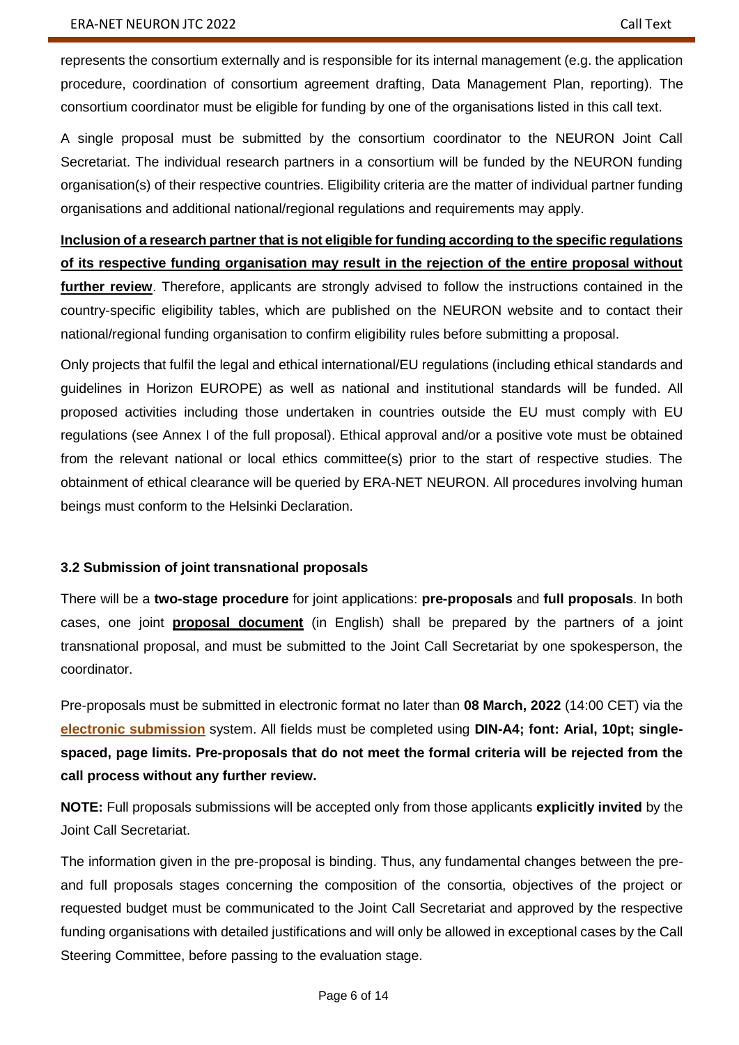represents the consortium externally and is responsible for its internal management (e.g. the application procedure, coordination of consortium agreement drafting, Data Management Plan, reporting). The consortium coordinator must be eligible for funding by one of the organisations listed in this call text.

A single proposal must be submitted by the consortium coordinator to the NEURON Joint Call Secretariat. The individual research partners in a consortium will be funded by the NEURON funding organisation(s) of their respective countries. Eligibility criteria are the matter of individual partner funding organisations and additional national/regional regulations and requirements may apply.

**Inclusion of a research partner that is not eligible for funding according to the specific regulations of its respective funding organisation may result in the rejection of the entire proposal without further review**. Therefore, applicants are strongly advised to follow the instructions contained in the country-specific eligibility tables, which are published on the NEURON website and to contact their national/regional funding organisation to confirm eligibility rules before submitting a proposal.

Only projects that fulfil the legal and ethical international/EU regulations (including ethical standards and guidelines in Horizon EUROPE) as well as national and institutional standards will be funded. All proposed activities including those undertaken in countries outside the EU must comply with EU regulations (see Annex I of the full proposal). Ethical approval and/or a positive vote must be obtained from the relevant national or local ethics committee(s) prior to the start of respective studies. The obtainment of ethical clearance will be queried by ERA-NET NEURON. All procedures involving human beings must conform to the Helsinki Declaration.

### 3.2 Submission of joint transnational proposals

There will be a **two-stage procedure** for joint applications: **pre-proposals** and **full proposals**. In both cases, one joint **proposal document** (in English) shall be prepared by the partners of a joint transnational proposal, and must be submitted to the Joint Call Secretariat by one spokesperson, the coordinator.

Pre-proposals must be submitted in electronic format no later than **08 March, 2022** (14:00 CET) via the **electronic submission** system. All fields must be completed using **DIN-A4; font: Arial, 10pt; single-spaced, page limits. Pre-proposals that do not meet the formal criteria will be rejected from the call process without any further review.**

**NOTE:** Full proposals submissions will be accepted only from those applicants **explicitly invited** by the Joint Call Secretariat.

The information given in the pre-proposal is binding. Thus, any fundamental changes between the pre- and full proposals stages concerning the composition of the consortia, objectives of the project or requested budget must be communicated to the Joint Call Secretariat and approved by the respective funding organisations with detailed justifications and will only be allowed in exceptional cases by the Call Steering Committee, before passing to the evaluation stage.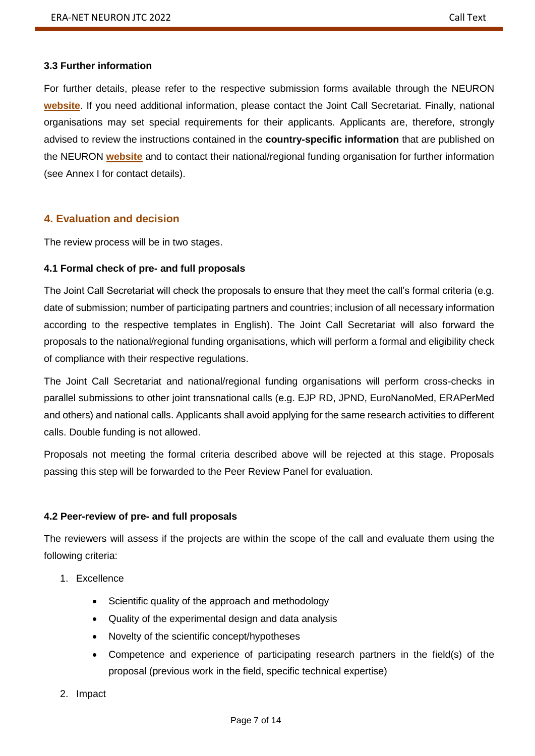### 3.3 Further information

For further details, please refer to the respective submission forms available through the NEURON **website**. If you need additional information, please contact the Joint Call Secretariat. Finally, national organisations may set special requirements for their applicants. Applicants are, therefore, strongly advised to review the instructions contained in the **country-specific information** that are published on the NEURON **website** and to contact their national/regional funding organisation for further information (see Annex I for contact details).

## 4. Evaluation and decision

The review process will be in two stages.

### 4.1 Formal check of pre- and full proposals

The Joint Call Secretariat will check the proposals to ensure that they meet the call's formal criteria (e.g. date of submission; number of participating partners and countries; inclusion of all necessary information according to the respective templates in English). The Joint Call Secretariat will also forward the proposals to the national/regional funding organisations, which will perform a formal and eligibility check of compliance with their respective regulations.

The Joint Call Secretariat and national/regional funding organisations will perform cross-checks in parallel submissions to other joint transnational calls (e.g. EJP RD, JPND, EuroNanoMed, ERAPerMed and others) and national calls. Applicants shall avoid applying for the same research activities to different calls. Double funding is not allowed.

Proposals not meeting the formal criteria described above will be rejected at this stage. Proposals passing this step will be forwarded to the Peer Review Panel for evaluation.

### 4.2 Peer-review of pre- and full proposals

The reviewers will assess if the projects are within the scope of the call and evaluate them using the following criteria:

1. Excellence
    - Scientific quality of the approach and methodology
    - Quality of the experimental design and data analysis
    - Novelty of the scientific concept/hypotheses
    - Competence and experience of participating research partners in the field(s) of the proposal (previous work in the field, specific technical expertise)
2. Impact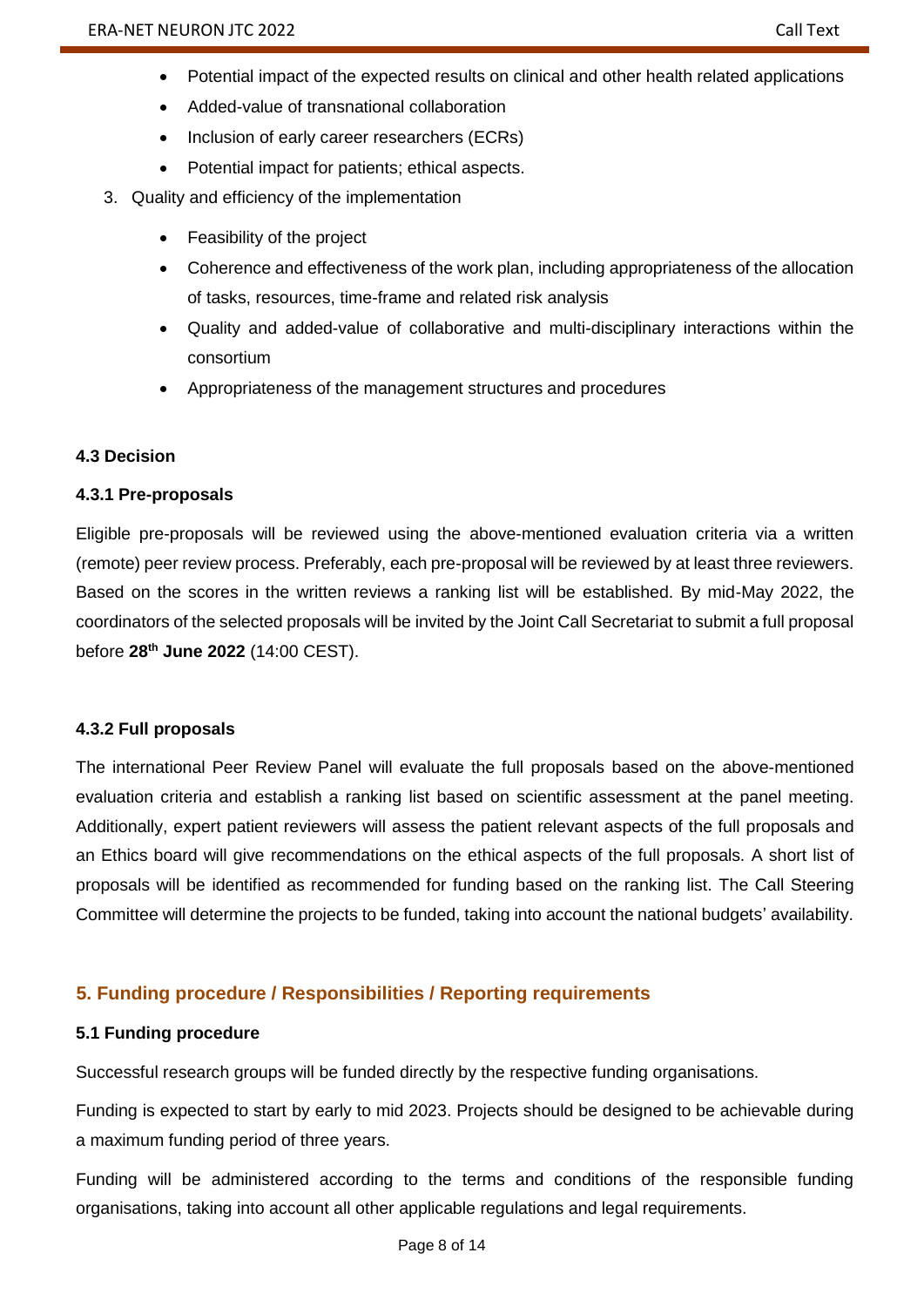- Potential impact of the expected results on clinical and other health related applications
- Added-value of transnational collaboration
- Inclusion of early career researchers (ECRs)
- Potential impact for patients; ethical aspects.

3. Quality and efficiency of the implementation

- Feasibility of the project
- Coherence and effectiveness of the work plan, including appropriateness of the allocation of tasks, resources, time-frame and related risk analysis
- Quality and added-value of collaborative and multi-disciplinary interactions within the consortium
- Appropriateness of the management structures and procedures

#### 4.3 Decision

#### 4.3.1 Pre-proposals

Eligible pre-proposals will be reviewed using the above-mentioned evaluation criteria via a written (remote) peer review process. Preferably, each pre-proposal will be reviewed by at least three reviewers. Based on the scores in the written reviews a ranking list will be established. By mid-May 2022, the coordinators of the selected proposals will be invited by the Joint Call Secretariat to submit a full proposal before **28th June 2022** (14:00 CEST).

#### 4.3.2 Full proposals

The international Peer Review Panel will evaluate the full proposals based on the above-mentioned evaluation criteria and establish a ranking list based on scientific assessment at the panel meeting. Additionally, expert patient reviewers will assess the patient relevant aspects of the full proposals and an Ethics board will give recommendations on the ethical aspects of the full proposals. A short list of proposals will be identified as recommended for funding based on the ranking list. The Call Steering Committee will determine the projects to be funded, taking into account the national budgets' availability.

## 5. Funding procedure / Responsibilities / Reporting requirements

#### 5.1 Funding procedure

Successful research groups will be funded directly by the respective funding organisations.

Funding is expected to start by early to mid 2023. Projects should be designed to be achievable during a maximum funding period of three years.

Funding will be administered according to the terms and conditions of the responsible funding organisations, taking into account all other applicable regulations and legal requirements.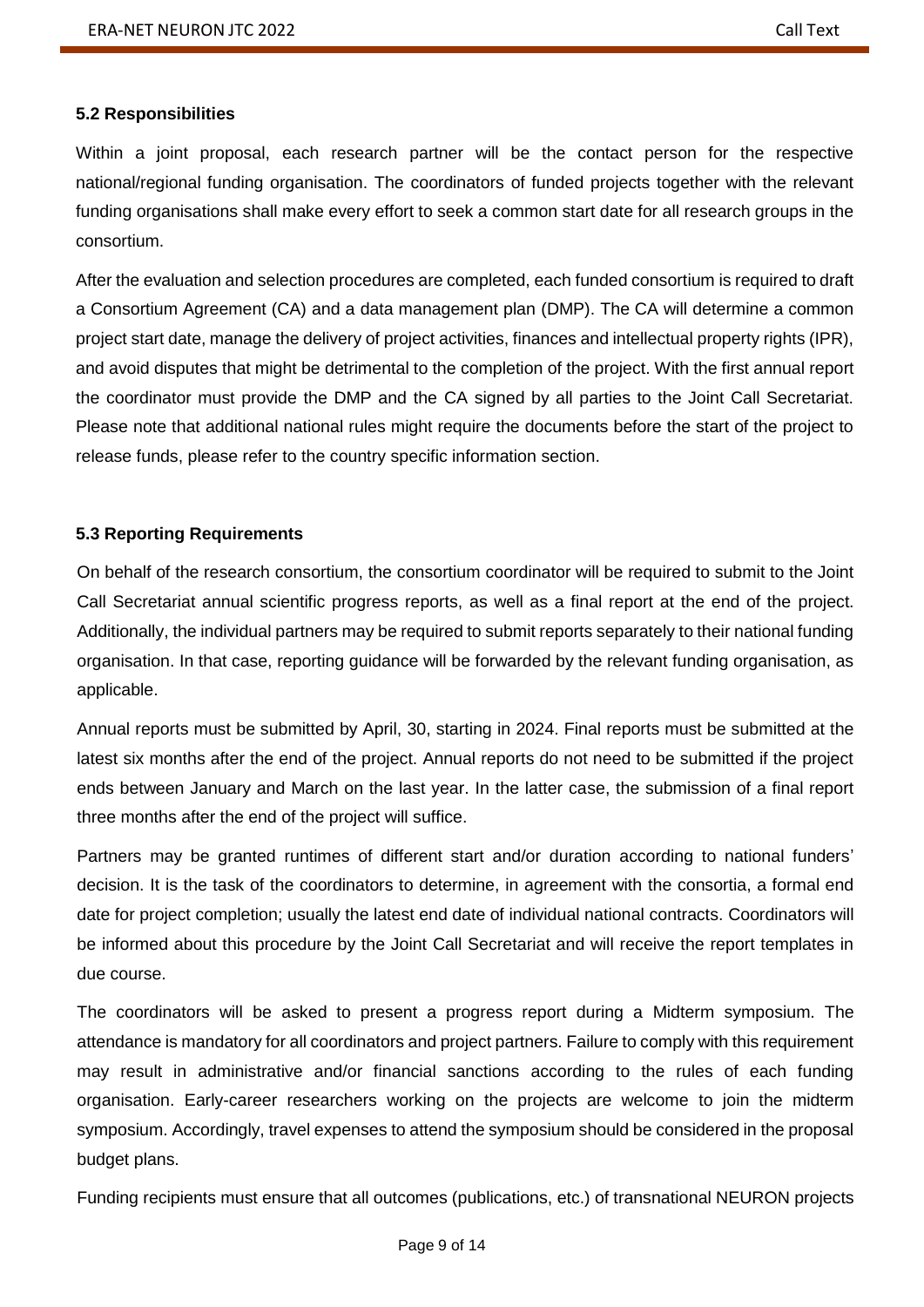### 5.2 Responsibilities

Within a joint proposal, each research partner will be the contact person for the respective national/regional funding organisation. The coordinators of funded projects together with the relevant funding organisations shall make every effort to seek a common start date for all research groups in the consortium.

After the evaluation and selection procedures are completed, each funded consortium is required to draft a Consortium Agreement (CA) and a data management plan (DMP). The CA will determine a common project start date, manage the delivery of project activities, finances and intellectual property rights (IPR), and avoid disputes that might be detrimental to the completion of the project. With the first annual report the coordinator must provide the DMP and the CA signed by all parties to the Joint Call Secretariat. Please note that additional national rules might require the documents before the start of the project to release funds, please refer to the country specific information section.

### 5.3 Reporting Requirements

On behalf of the research consortium, the consortium coordinator will be required to submit to the Joint Call Secretariat annual scientific progress reports, as well as a final report at the end of the project. Additionally, the individual partners may be required to submit reports separately to their national funding organisation. In that case, reporting guidance will be forwarded by the relevant funding organisation, as applicable.

Annual reports must be submitted by April, 30, starting in 2024. Final reports must be submitted at the latest six months after the end of the project. Annual reports do not need to be submitted if the project ends between January and March on the last year. In the latter case, the submission of a final report three months after the end of the project will suffice.

Partners may be granted runtimes of different start and/or duration according to national funders' decision. It is the task of the coordinators to determine, in agreement with the consortia, a formal end date for project completion; usually the latest end date of individual national contracts. Coordinators will be informed about this procedure by the Joint Call Secretariat and will receive the report templates in due course.

The coordinators will be asked to present a progress report during a Midterm symposium. The attendance is mandatory for all coordinators and project partners. Failure to comply with this requirement may result in administrative and/or financial sanctions according to the rules of each funding organisation. Early-career researchers working on the projects are welcome to join the midterm symposium. Accordingly, travel expenses to attend the symposium should be considered in the proposal budget plans.

Funding recipients must ensure that all outcomes (publications, etc.) of transnational NEURON projects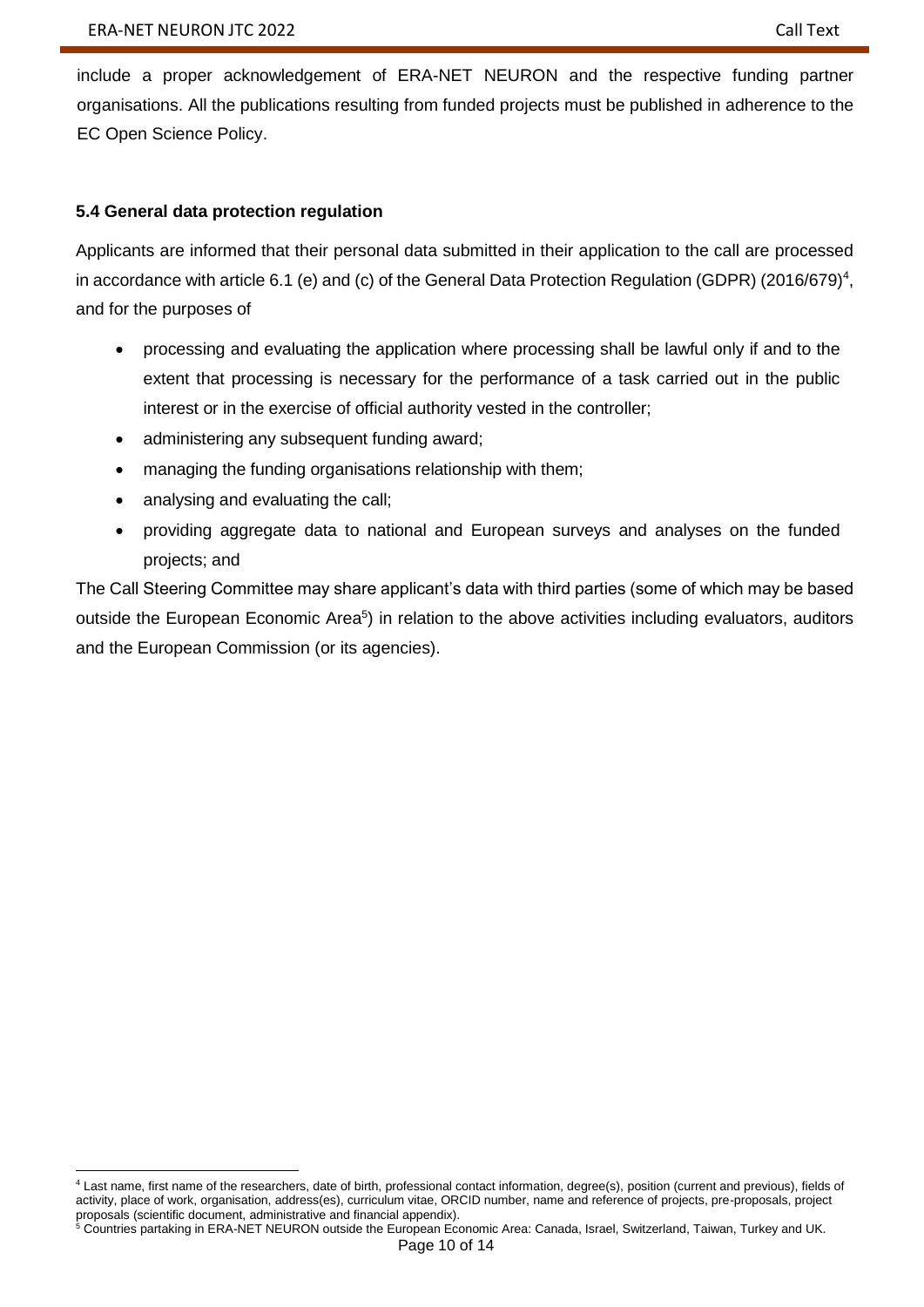include a proper acknowledgement of ERA-NET NEURON and the respective funding partner organisations. All the publications resulting from funded projects must be published in adherence to the EC Open Science Policy.

### 5.4 General data protection regulation

Applicants are informed that their personal data submitted in their application to the call are processed in accordance with article 6.1 (e) and (c) of the General Data Protection Regulation (GDPR) (2016/679)[4], and for the purposes of

- processing and evaluating the application where processing shall be lawful only if and to the extent that processing is necessary for the performance of a task carried out in the public interest or in the exercise of official authority vested in the controller;
- administering any subsequent funding award;
- managing the funding organisations relationship with them;
- analysing and evaluating the call;
- providing aggregate data to national and European surveys and analyses on the funded projects; and

The Call Steering Committee may share applicant's data with third parties (some of which may be based outside the European Economic Area[5]) in relation to the above activities including evaluators, auditors and the European Commission (or its agencies).

---

[4] Last name, first name of the researchers, date of birth, professional contact information, degree(s), position (current and previous), fields of activity, place of work, organisation, address(es), curriculum vitae, ORCID number, name and reference of projects, pre-proposals, project proposals (scientific document, administrative and financial appendix).

[5] Countries partaking in ERA-NET NEURON outside the European Economic Area: Canada, Israel, Switzerland, Taiwan, Turkey and UK.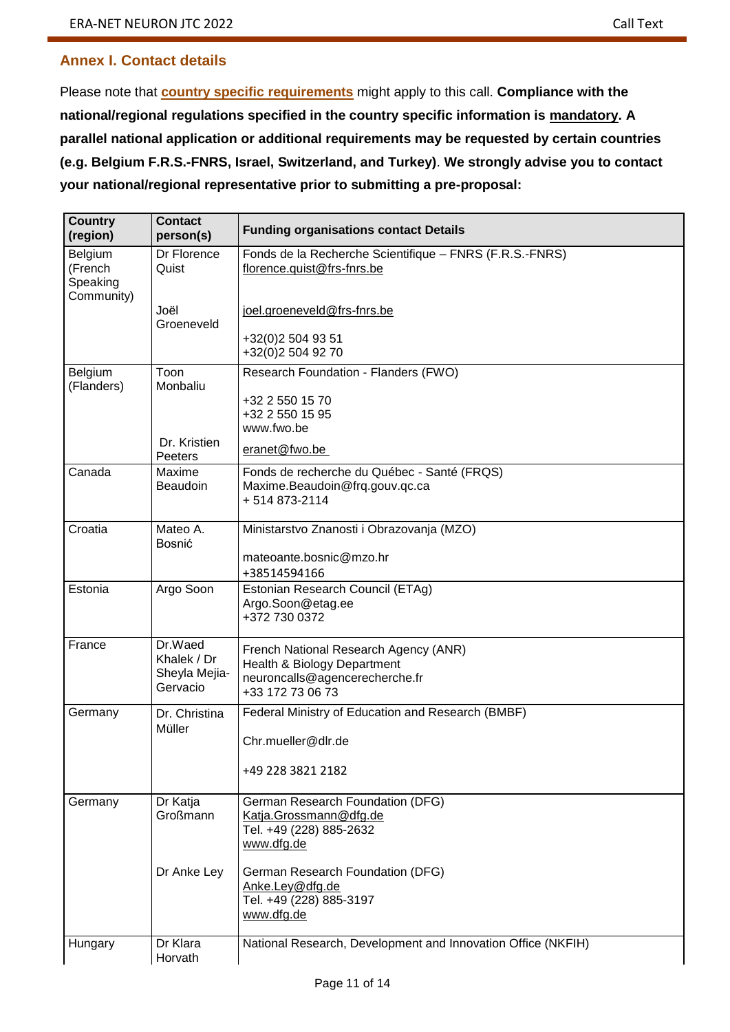## Annex I. Contact details

Please note that **country specific requirements** might apply to this call. **Compliance with the national/regional regulations specified in the country specific information is mandatory. A parallel national application or additional requirements may be requested by certain countries (e.g. Belgium F.R.S.-FNRS, Israel, Switzerland, and Turkey)**. **We strongly advise you to contact your national/regional representative prior to submitting a pre-proposal:**

| Country (region) | Contact person(s) | Funding organisations contact Details |
|---|---|---|
| Belgium (French Speaking Community) | Dr Florence Quist<br><br>Joël Groeneveld | Fonds de la Recherche Scientifique – FNRS (F.R.S.-FNRS)<br>florence.quist@frs-fnrs.be<br><br>joel.groeneveld@frs-fnrs.be<br><br>+32(0)2 504 93 51<br>+32(0)2 504 92 70 |
| Belgium (Flanders) | Toon Monbaliu<br><br>Dr. Kristien Peeters | Research Foundation - Flanders (FWO)<br><br>+32 2 550 15 70<br>+32 2 550 15 95<br>www.fwo.be<br>eranet@fwo.be |
| Canada | Maxime Beaudoin | Fonds de recherche du Québec - Santé (FRQS)<br>Maxime.Beaudoin@frq.gouv.qc.ca<br>+ 514 873-2114 |
| Croatia | Mateo A. Bosnić | Ministarstvo Znanosti i Obrazovanja (MZO)<br><br>mateoante.bosnic@mzo.hr<br>+38514594166 |
| Estonia | Argo Soon | Estonian Research Council (ETAg)<br>Argo.Soon@etag.ee<br>+372 730 0372 |
| France | Dr.Waed Khalek / Dr Sheyla Mejia-Gervacio | French National Research Agency (ANR)<br>Health & Biology Department<br>neuroncalls@agencerecherche.fr<br>+33 172 73 06 73 |
| Germany | Dr. Christina Müller | Federal Ministry of Education and Research (BMBF)<br><br>Chr.mueller@dlr.de<br><br>+49 228 3821 2182 |
| Germany | Dr Katja Großmann<br><br>Dr Anke Ley | German Research Foundation (DFG)<br>Katja.Grossmann@dfg.de<br>Tel. +49 (228) 885-2632<br>www.dfg.de<br><br>German Research Foundation (DFG)<br>Anke.Ley@dfg.de<br>Tel. +49 (228) 885-3197<br>www.dfg.de |
| Hungary | Dr Klara Horvath | National Research, Development and Innovation Office (NKFIH) |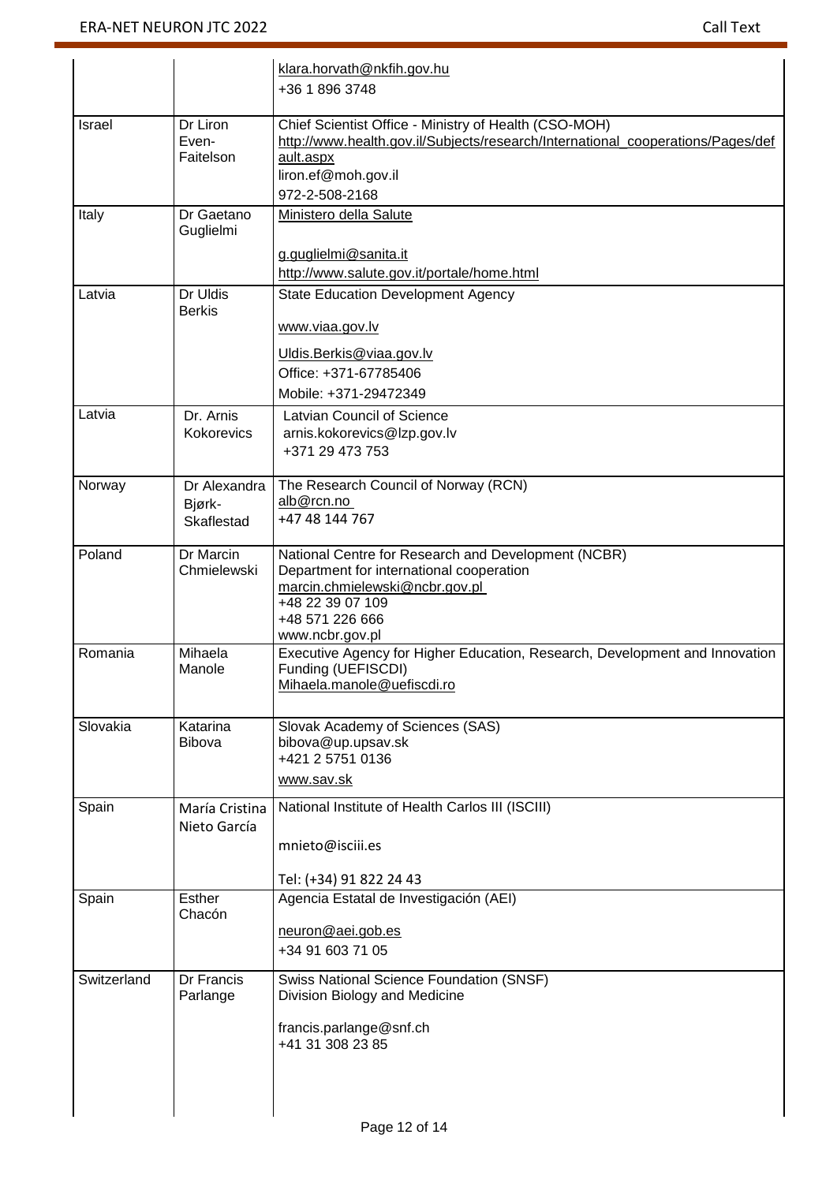| | | |
|---|---|---|
| | | klara.horvath@nkfih.gov.hu<br>+36 1 896 3748 |
| Israel | Dr Liron Even-Faitelson | Chief Scientist Office - Ministry of Health (CSO-MOH)<br>http://www.health.gov.il/Subjects/research/International_cooperations/Pages/default.aspx<br>liron.ef@moh.gov.il<br>972-2-508-2168 |
| Italy | Dr Gaetano Guglielmi | Ministero della Salute<br>g.guglielmi@sanita.it<br>http://www.salute.gov.it/portale/home.html |
| Latvia | Dr Uldis Berkis | State Education Development Agency<br>www.viaa.gov.lv<br>Uldis.Berkis@viaa.gov.lv<br>Office: +371-67785406<br>Mobile: +371-29472349 |
| Latvia | Dr. Arnis Kokorevics | Latvian Council of Science<br>arnis.kokorevics@lzp.gov.lv<br>+371 29 473 753 |
| Norway | Dr Alexandra Bjørk-Skaflestad | The Research Council of Norway (RCN)<br>alb@rcn.no<br>+47 48 144 767 |
| Poland | Dr Marcin Chmielewski | National Centre for Research and Development (NCBR)<br>Department for international cooperation<br>marcin.chmielewski@ncbr.gov.pl<br>+48 22 39 07 109<br>+48 571 226 666<br>www.ncbr.gov.pl |
| Romania | Mihaela Manole | Executive Agency for Higher Education, Research, Development and Innovation Funding (UEFISCDI)<br>Mihaela.manole@uefiscdi.ro |
| Slovakia | Katarina Bibova | Slovak Academy of Sciences (SAS)<br>bibova@up.upsav.sk<br>+421 2 5751 0136<br>www.sav.sk |
| Spain | María Cristina Nieto García | National Institute of Health Carlos III (ISCIII)<br>mnieto@isciii.es<br>Tel: (+34) 91 822 24 43 |
| Spain | Esther Chacón | Agencia Estatal de Investigación (AEI)<br>neuron@aei.gob.es<br>+34 91 603 71 05 |
| Switzerland | Dr Francis Parlange | Swiss National Science Foundation (SNSF)<br>Division Biology and Medicine<br>francis.parlange@snf.ch<br>+41 31 308 23 85 |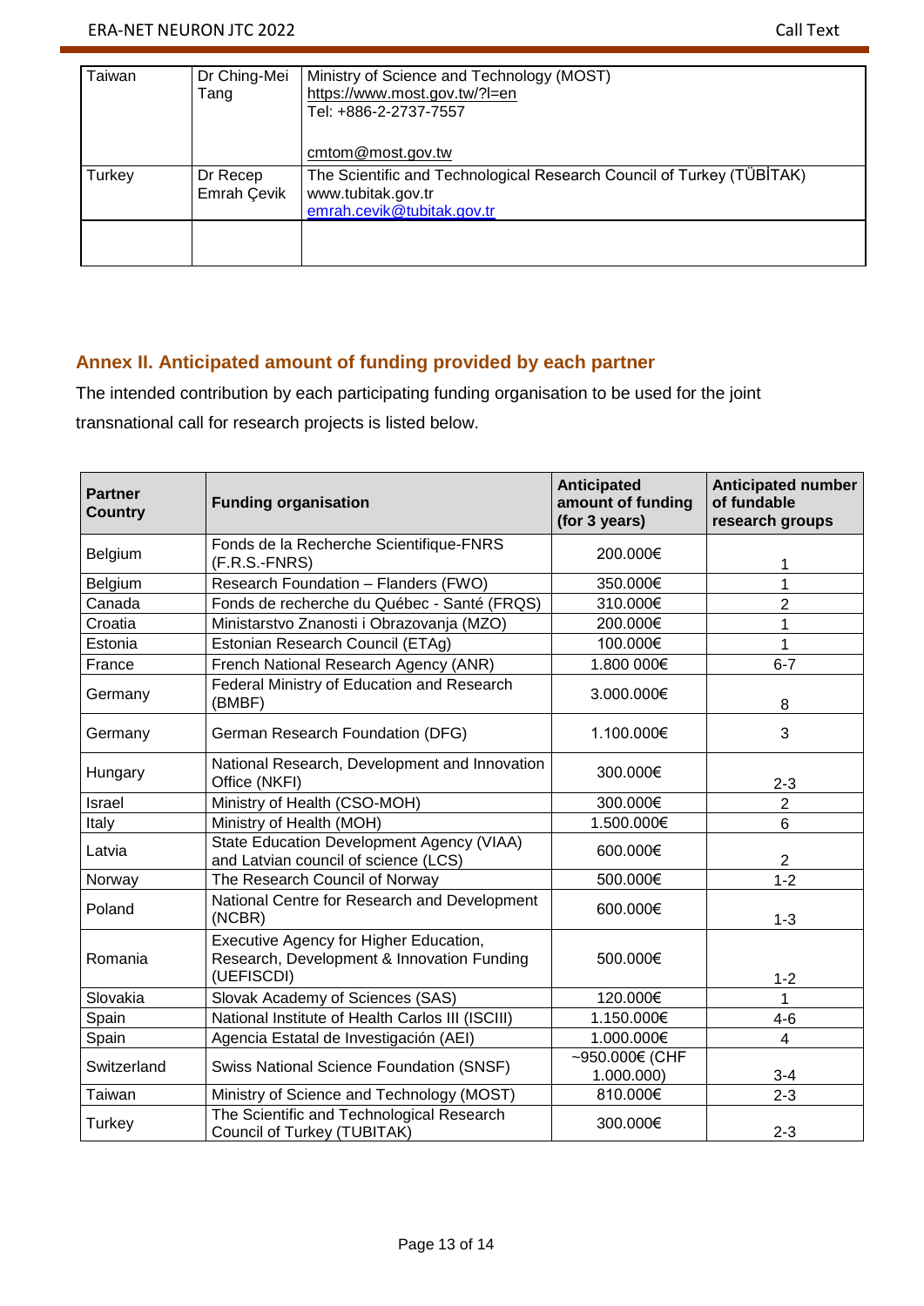| | | |
|---|---|---|
| Taiwan | Dr Ching-Mei Tang | Ministry of Science and Technology (MOST)<br>https://www.most.gov.tw/?l=en<br>Tel: +886-2-2737-7557<br><br>cmtom@most.gov.tw |
| Turkey | Dr Recep Emrah Çevik | The Scientific and Technological Research Council of Turkey (TÜBİTAK)<br>www.tubitak.gov.tr<br>emrah.cevik@tubitak.gov.tr |
| | | |

## Annex II. Anticipated amount of funding provided by each partner

The intended contribution by each participating funding organisation to be used for the joint transnational call for research projects is listed below.

| Partner Country | Funding organisation | Anticipated amount of funding (for 3 years) | Anticipated number of fundable research groups |
|---|---|---|---|
| Belgium | Fonds de la Recherche Scientifique-FNRS (F.R.S.-FNRS) | 200.000€ | 1 |
| Belgium | Research Foundation – Flanders (FWO) | 350.000€ | 1 |
| Canada | Fonds de recherche du Québec - Santé (FRQS) | 310.000€ | 2 |
| Croatia | Ministarstvo Znanosti i Obrazovanja (MZO) | 200.000€ | 1 |
| Estonia | Estonian Research Council (ETAg) | 100.000€ | 1 |
| France | French National Research Agency (ANR) | 1.800 000€ | 6-7 |
| Germany | Federal Ministry of Education and Research (BMBF) | 3.000.000€ | 8 |
| Germany | German Research Foundation (DFG) | 1.100.000€ | 3 |
| Hungary | National Research, Development and Innovation Office (NKFI) | 300.000€ | 2-3 |
| Israel | Ministry of Health (CSO-MOH) | 300.000€ | 2 |
| Italy | Ministry of Health (MOH) | 1.500.000€ | 6 |
| Latvia | State Education Development Agency (VIAA) and Latvian council of science (LCS) | 600.000€ | 2 |
| Norway | The Research Council of Norway | 500.000€ | 1-2 |
| Poland | National Centre for Research and Development (NCBR) | 600.000€ | 1-3 |
| Romania | Executive Agency for Higher Education, Research, Development & Innovation Funding (UEFISCDI) | 500.000€ | 1-2 |
| Slovakia | Slovak Academy of Sciences (SAS) | 120.000€ | 1 |
| Spain | National Institute of Health Carlos III (ISCIII) | 1.150.000€ | 4-6 |
| Spain | Agencia Estatal de Investigación (AEI) | 1.000.000€ | 4 |
| Switzerland | Swiss National Science Foundation (SNSF) | ~950.000€ (CHF 1.000.000) | 3-4 |
| Taiwan | Ministry of Science and Technology (MOST) | 810.000€ | 2-3 |
| Turkey | The Scientific and Technological Research Council of Turkey (TUBITAK) | 300.000€ | 2-3 |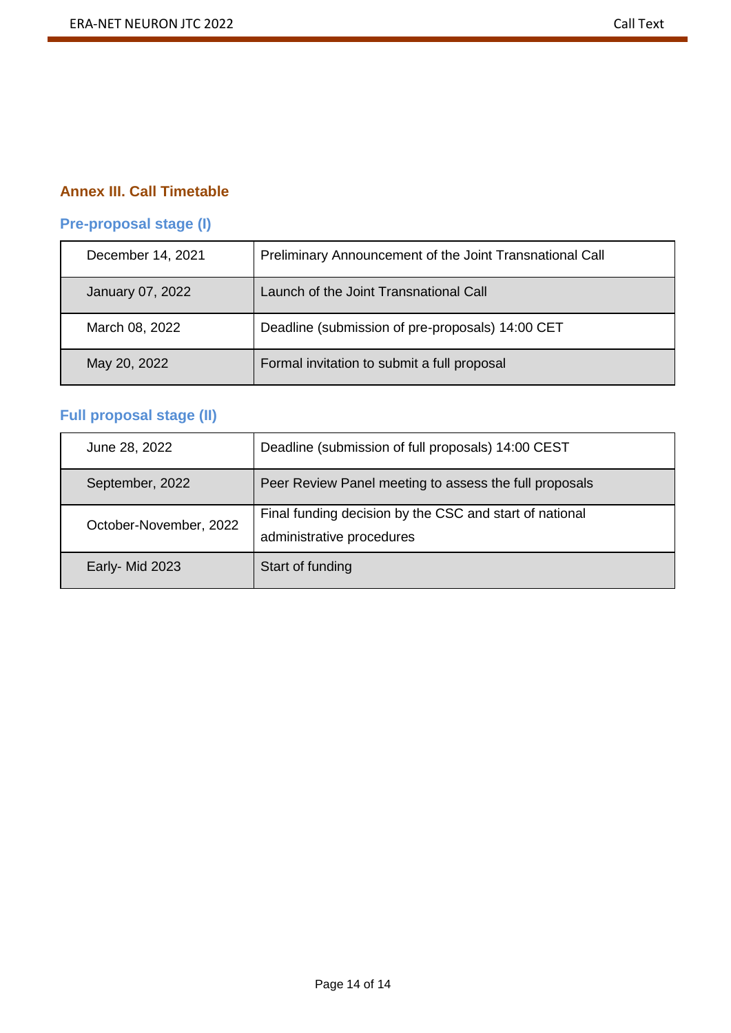## Annex III. Call Timetable

### Pre-proposal stage (I)

| | |
|---|---|
| December 14, 2021 | Preliminary Announcement of the Joint Transnational Call |
| January 07, 2022 | Launch of the Joint Transnational Call |
| March 08, 2022 | Deadline (submission of pre-proposals) 14:00 CET |
| May 20, 2022 | Formal invitation to submit a full proposal |

### Full proposal stage (II)

| | |
|---|---|
| June 28, 2022 | Deadline (submission of full proposals) 14:00 CEST |
| September, 2022 | Peer Review Panel meeting to assess the full proposals |
| October-November, 2022 | Final funding decision by the CSC and start of national administrative procedures |
| Early- Mid 2023 | Start of funding |